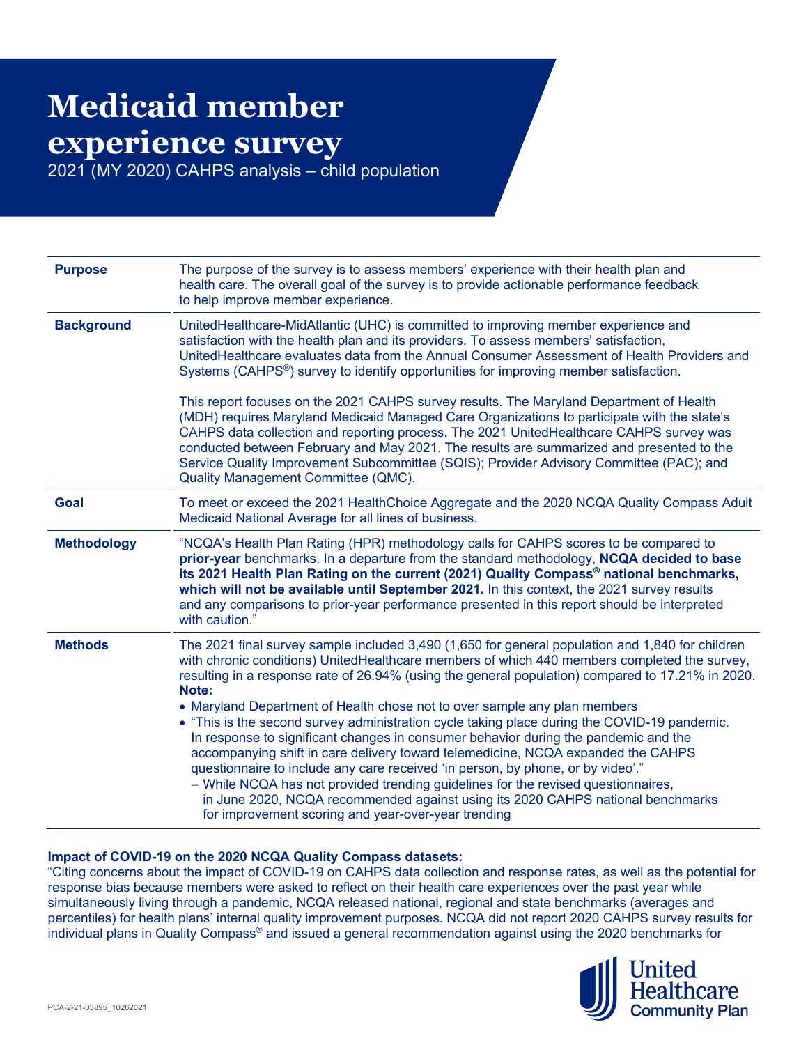# Medicaid member experience survey

2021 (MY 2020) CAHPS analysis – child population

| | |
|---|---|
| **Purpose** | The purpose of the survey is to assess members' experience with their health plan and health care. The overall goal of the survey is to provide actionable performance feedback to help improve member experience. |
| **Background** | UnitedHealthcare-MidAtlantic (UHC) is committed to improving member experience and satisfaction with the health plan and its providers. To assess members' satisfaction, UnitedHealthcare evaluates data from the Annual Consumer Assessment of Health Providers and Systems (CAHPS®) survey to identify opportunities for improving member satisfaction.<br><br>This report focuses on the 2021 CAHPS survey results. The Maryland Department of Health (MDH) requires Maryland Medicaid Managed Care Organizations to participate with the state's CAHPS data collection and reporting process. The 2021 UnitedHealthcare CAHPS survey was conducted between February and May 2021. The results are summarized and presented to the Service Quality Improvement Subcommittee (SQIS); Provider Advisory Committee (PAC); and Quality Management Committee (QMC). |
| **Goal** | To meet or exceed the 2021 HealthChoice Aggregate and the 2020 NCQA Quality Compass Adult Medicaid National Average for all lines of business. |
| **Methodology** | "NCQA's Health Plan Rating (HPR) methodology calls for CAHPS scores to be compared to **prior-year** benchmarks. In a departure from the standard methodology, **NCQA decided to base its 2021 Health Plan Rating on the current (2021) Quality Compass® national benchmarks, which will not be available until September 2021.** In this context, the 2021 survey results and any comparisons to prior-year performance presented in this report should be interpreted with caution." |
| **Methods** | The 2021 final survey sample included 3,490 (1,650 for general population and 1,840 for children with chronic conditions) UnitedHealthcare members of which 440 members completed the survey, resulting in a response rate of 26.94% (using the general population) compared to 17.21% in 2020.<br>**Note:**<br>• Maryland Department of Health chose not to over sample any plan members<br>• "This is the second survey administration cycle taking place during the COVID-19 pandemic. In response to significant changes in consumer behavior during the pandemic and the accompanying shift in care delivery toward telemedicine, NCQA expanded the CAHPS questionnaire to include any care received 'in person, by phone, or by video'."<br>– While NCQA has not provided trending guidelines for the revised questionnaires, in June 2020, NCQA recommended against using its 2020 CAHPS national benchmarks for improvement scoring and year-over-year trending |

**Impact of COVID-19 on the 2020 NCQA Quality Compass datasets:**

"Citing concerns about the impact of COVID-19 on CAHPS data collection and response rates, as well as the potential for response bias because members were asked to reflect on their health care experiences over the past year while simultaneously living through a pandemic, NCQA released national, regional and state benchmarks (averages and percentiles) for health plans' internal quality improvement purposes. NCQA did not report 2020 CAHPS survey results for individual plans in Quality Compass® and issued a general recommendation against using the 2020 benchmarks for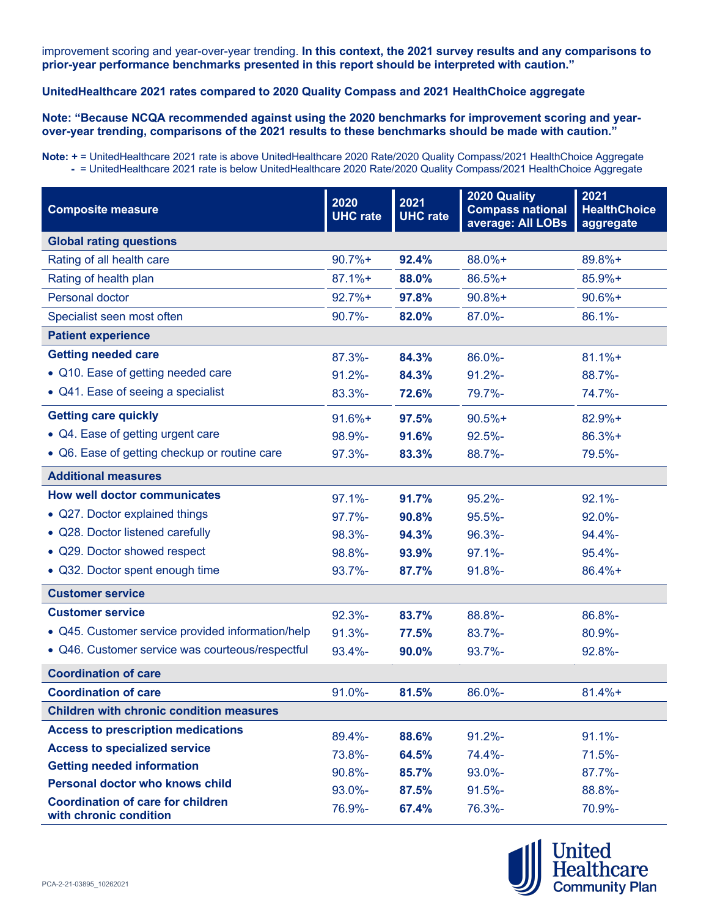improvement scoring and year-over-year trending. **In this context, the 2021 survey results and any comparisons to prior-year performance benchmarks presented in this report should be interpreted with caution."**

**UnitedHealthcare 2021 rates compared to 2020 Quality Compass and 2021 HealthChoice aggregate**

**Note: "Because NCQA recommended against using the 2020 benchmarks for improvement scoring and year-over-year trending, comparisons of the 2021 results to these benchmarks should be made with caution."**

**Note: +** = UnitedHealthcare 2021 rate is above UnitedHealthcare 2020 Rate/2020 Quality Compass/2021 HealthChoice Aggregate
**-** = UnitedHealthcare 2021 rate is below UnitedHealthcare 2020 Rate/2020 Quality Compass/2021 HealthChoice Aggregate

| Composite measure | 2020 UHC rate | 2021 UHC rate | 2020 Quality Compass national average: All LOBs | 2021 HealthChoice aggregate |
|---|---|---|---|---|
| **Global rating questions** | | | | |
| Rating of all health care | 90.7%+ | **92.4%** | 88.0%+ | 89.8%+ |
| Rating of health plan | 87.1%+ | **88.0%** | 86.5%+ | 85.9%+ |
| Personal doctor | 92.7%+ | **97.8%** | 90.8%+ | 90.6%+ |
| Specialist seen most often | 90.7%- | **82.0%** | 87.0%- | 86.1%- |
| **Patient experience** | | | | |
| **Getting needed care** | 87.3%- | **84.3%** | 86.0%- | 81.1%+ |
| • Q10. Ease of getting needed care | 91.2%- | **84.3%** | 91.2%- | 88.7%- |
| • Q41. Ease of seeing a specialist | 83.3%- | **72.6%** | 79.7%- | 74.7%- |
| **Getting care quickly** | 91.6%+ | **97.5%** | 90.5%+ | 82.9%+ |
| • Q4. Ease of getting urgent care | 98.9%- | **91.6%** | 92.5%- | 86.3%+ |
| • Q6. Ease of getting checkup or routine care | 97.3%- | **83.3%** | 88.7%- | 79.5%- |
| **Additional measures** | | | | |
| **How well doctor communicates** | 97.1%- | **91.7%** | 95.2%- | 92.1%- |
| • Q27. Doctor explained things | 97.7%- | **90.8%** | 95.5%- | 92.0%- |
| • Q28. Doctor listened carefully | 98.3%- | **94.3%** | 96.3%- | 94.4%- |
| • Q29. Doctor showed respect | 98.8%- | **93.9%** | 97.1%- | 95.4%- |
| • Q32. Doctor spent enough time | 93.7%- | **87.7%** | 91.8%- | 86.4%+ |
| **Customer service** | | | | |
| **Customer service** | 92.3%- | **83.7%** | 88.8%- | 86.8%- |
| • Q45. Customer service provided information/help | 91.3%- | **77.5%** | 83.7%- | 80.9%- |
| • Q46. Customer service was courteous/respectful | 93.4%- | **90.0%** | 93.7%- | 92.8%- |
| **Coordination of care** | | | | |
| **Coordination of care** | 91.0%- | **81.5%** | 86.0%- | 81.4%+ |
| **Children with chronic condition measures** | | | | |
| **Access to prescription medications** | 89.4%- | **88.6%** | 91.2%- | 91.1%- |
| **Access to specialized service** | 73.8%- | **64.5%** | 74.4%- | 71.5%- |
| **Getting needed information** | 90.8%- | **85.7%** | 93.0%- | 87.7%- |
| **Personal doctor who knows child** | 93.0%- | **87.5%** | 91.5%- | 88.8%- |
| **Coordination of care for children with chronic condition** | 76.9%- | **67.4%** | 76.3%- | 70.9%- |

PCA-2-21-03895_10262021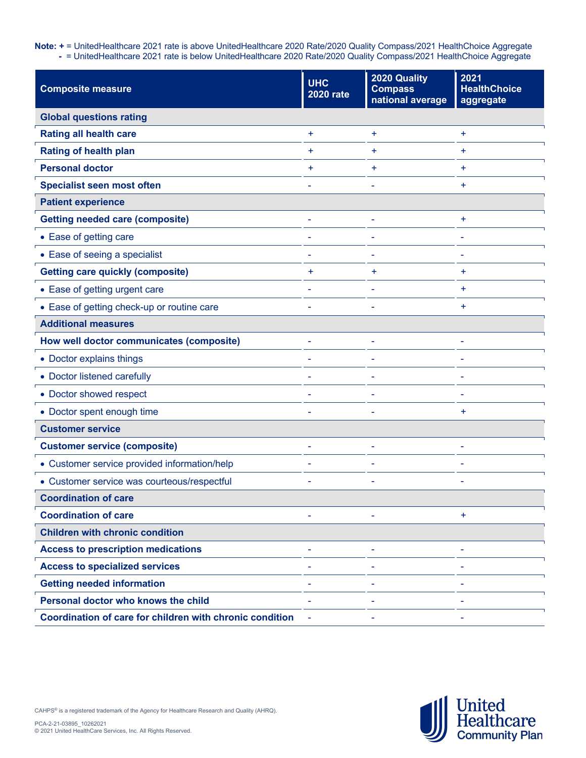**Note:** **+** = UnitedHealthcare 2021 rate is above UnitedHealthcare 2020 Rate/2020 Quality Compass/2021 HealthChoice Aggregate
**-** = UnitedHealthcare 2021 rate is below UnitedHealthcare 2020 Rate/2020 Quality Compass/2021 HealthChoice Aggregate

| Composite measure | UHC 2020 rate | 2020 Quality Compass national average | 2021 HealthChoice aggregate |
|---|---|---|---|
| **Global questions rating** | | | |
| **Rating all health care** | + | + | + |
| **Rating of health plan** | + | + | + |
| **Personal doctor** | + | + | + |
| **Specialist seen most often** | - | - | + |
| **Patient experience** | | | |
| **Getting needed care (composite)** | - | - | + |
| • Ease of getting care | - | - | - |
| • Ease of seeing a specialist | - | - | - |
| **Getting care quickly (composite)** | + | + | + |
| • Ease of getting urgent care | - | - | + |
| • Ease of getting check-up or routine care | - | - | + |
| **Additional measures** | | | |
| **How well doctor communicates (composite)** | - | - | - |
| • Doctor explains things | - | - | - |
| • Doctor listened carefully | - | - | - |
| • Doctor showed respect | - | - | - |
| • Doctor spent enough time | - | - | + |
| **Customer service** | | | |
| **Customer service (composite)** | - | - | - |
| • Customer service provided information/help | - | - | - |
| • Customer service was courteous/respectful | - | - | - |
| **Coordination of care** | | | |
| **Coordination of care** | - | - | + |
| **Children with chronic condition** | | | |
| **Access to prescription medications** | - | - | - |
| **Access to specialized services** | - | - | - |
| **Getting needed information** | - | - | - |
| **Personal doctor who knows the child** | - | - | - |
| **Coordination of care for children with chronic condition** | - | - | - |

CAHPS® is a registered trademark of the Agency for Healthcare Research and Quality (AHRQ).

PCA-2-21-03895_10262021
© 2021 United HealthCare Services, Inc. All Rights Reserved.

United Healthcare Community Plan